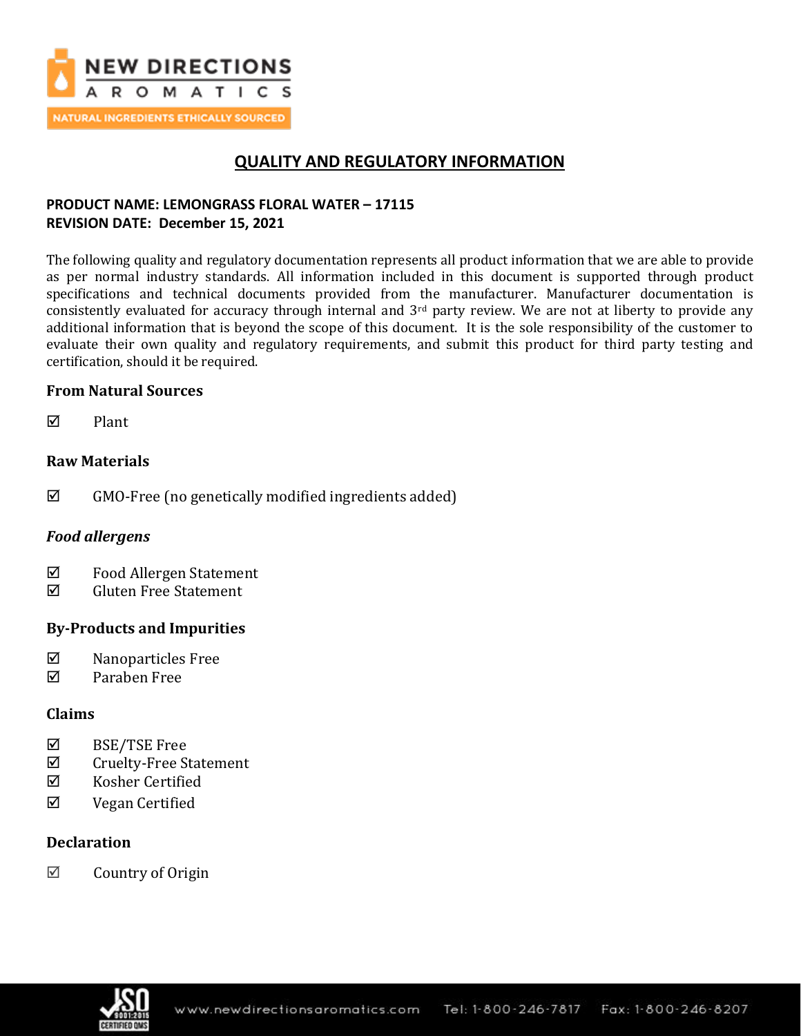# QUALITY AND REGULATORY INFORMATION

**PRODUCT NAME: LEMONGRASS FLORAL WATER – 17115**
**REVISION DATE: December 15, 2021**

The following quality and regulatory documentation represents all product information that we are able to provide as per normal industry standards. All information included in this document is supported through product specifications and technical documents provided from the manufacturer. Manufacturer documentation is consistently evaluated for accuracy through internal and 3rd party review. We are not at liberty to provide any additional information that is beyond the scope of this document. It is the sole responsibility of the customer to evaluate their own quality and regulatory requirements, and submit this product for third party testing and certification, should it be required.

### From Natural Sources

☑ Plant

### Raw Materials

☑ GMO-Free (no genetically modified ingredients added)

### *Food allergens*

☑ Food Allergen Statement
☑ Gluten Free Statement

### By-Products and Impurities

☑ Nanoparticles Free
☑ Paraben Free

### Claims

☑ BSE/TSE Free
☑ Cruelty-Free Statement
☑ Kosher Certified
☑ Vegan Certified

### Declaration

☑ Country of Origin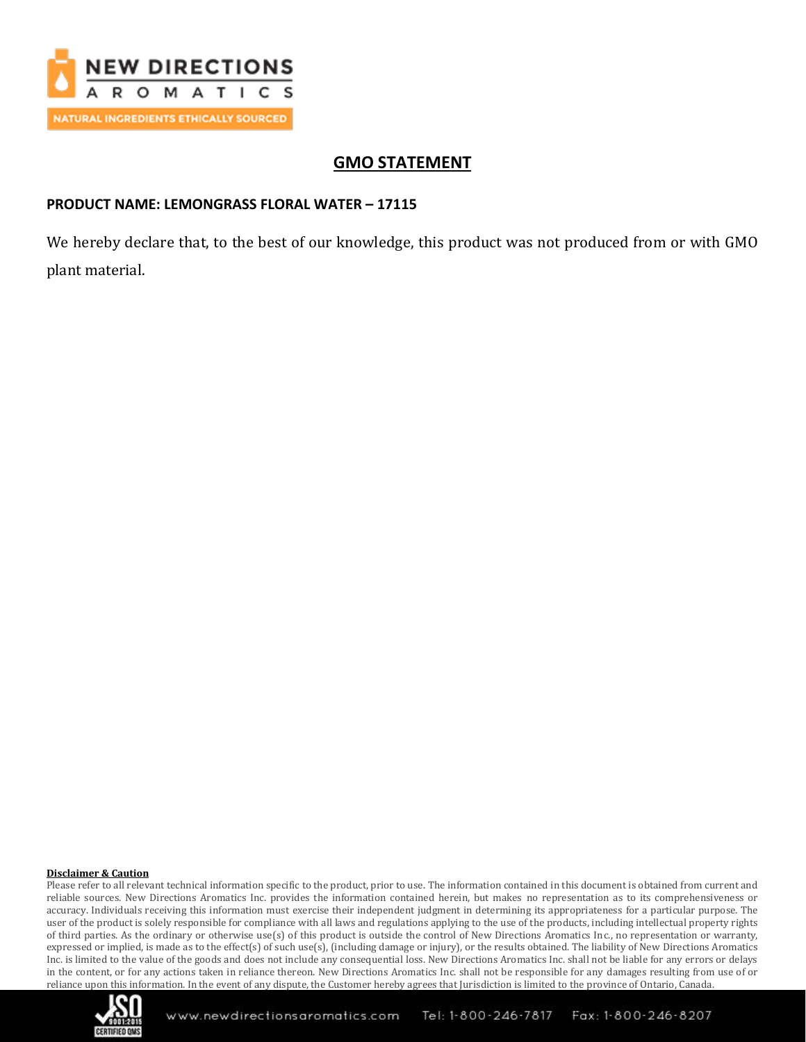# GMO STATEMENT

**PRODUCT NAME: LEMONGRASS FLORAL WATER – 17115**

We hereby declare that, to the best of our knowledge, this product was not produced from or with GMO plant material.

**Disclaimer & Caution**

Please refer to all relevant technical information specific to the product, prior to use. The information contained in this document is obtained from current and reliable sources. New Directions Aromatics Inc. provides the information contained herein, but makes no representation as to its comprehensiveness or accuracy. Individuals receiving this information must exercise their independent judgment in determining its appropriateness for a particular purpose. The user of the product is solely responsible for compliance with all laws and regulations applying to the use of the products, including intellectual property rights of third parties. As the ordinary or otherwise use(s) of this product is outside the control of New Directions Aromatics Inc., no representation or warranty, expressed or implied, is made as to the effect(s) of such use(s), (including damage or injury), or the results obtained. The liability of New Directions Aromatics Inc. is limited to the value of the goods and does not include any consequential loss. New Directions Aromatics Inc. shall not be liable for any errors or delays in the content, or for any actions taken in reliance thereon. New Directions Aromatics Inc. shall not be responsible for any damages resulting from use of or reliance upon this information. In the event of any dispute, the Customer hereby agrees that Jurisdiction is limited to the province of Ontario, Canada.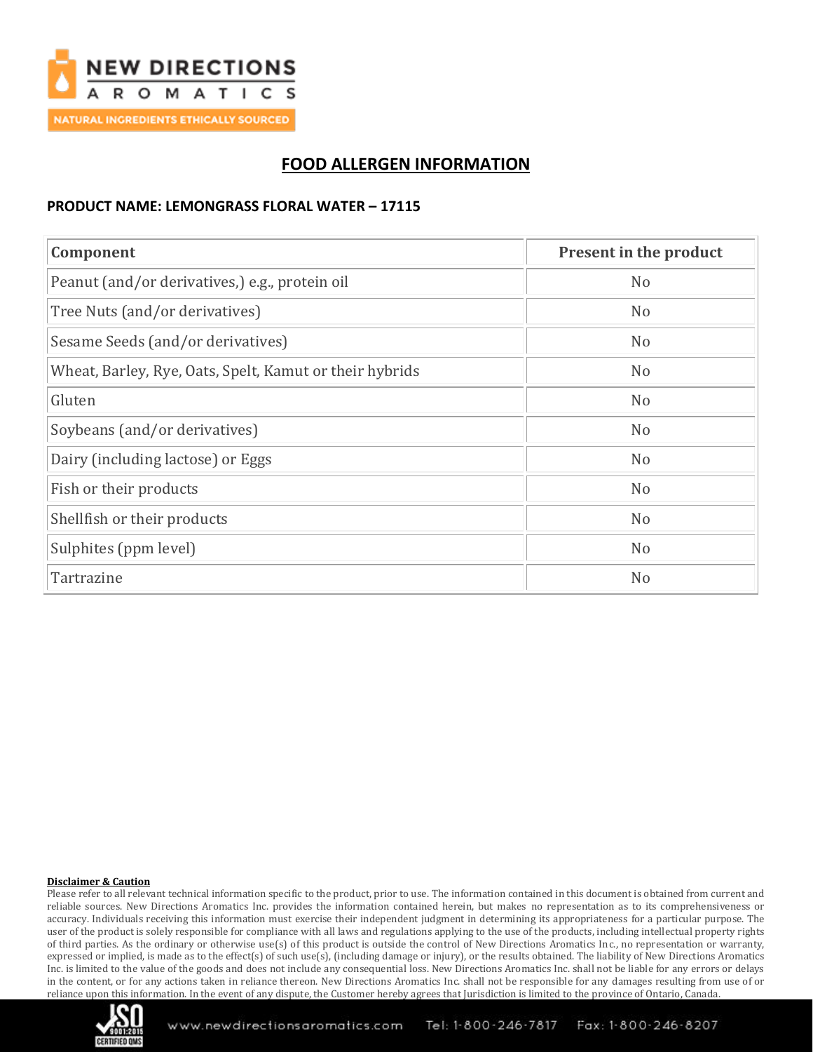# FOOD ALLERGEN INFORMATION

**PRODUCT NAME: LEMONGRASS FLORAL WATER – 17115**

| Component | Present in the product |
|---|---|
| Peanut (and/or derivatives,) e.g., protein oil | No |
| Tree Nuts (and/or derivatives) | No |
| Sesame Seeds (and/or derivatives) | No |
| Wheat, Barley, Rye, Oats, Spelt, Kamut or their hybrids | No |
| Gluten | No |
| Soybeans (and/or derivatives) | No |
| Dairy (including lactose) or Eggs | No |
| Fish or their products | No |
| Shellfish or their products | No |
| Sulphites (ppm level) | No |
| Tartrazine | No |

**Disclaimer & Caution**

Please refer to all relevant technical information specific to the product, prior to use. The information contained in this document is obtained from current and reliable sources. New Directions Aromatics Inc. provides the information contained herein, but makes no representation as to its comprehensiveness or accuracy. Individuals receiving this information must exercise their independent judgment in determining its appropriateness for a particular purpose. The user of the product is solely responsible for compliance with all laws and regulations applying to the use of the products, including intellectual property rights of third parties. As the ordinary or otherwise use(s) of this product is outside the control of New Directions Aromatics Inc., no representation or warranty, expressed or implied, is made as to the effect(s) of such use(s), (including damage or injury), or the results obtained. The liability of New Directions Aromatics Inc. is limited to the value of the goods and does not include any consequential loss. New Directions Aromatics Inc. shall not be liable for any errors or delays in the content, or for any actions taken in reliance thereon. New Directions Aromatics Inc. shall not be responsible for any damages resulting from use of or reliance upon this information. In the event of any dispute, the Customer hereby agrees that Jurisdiction is limited to the province of Ontario, Canada.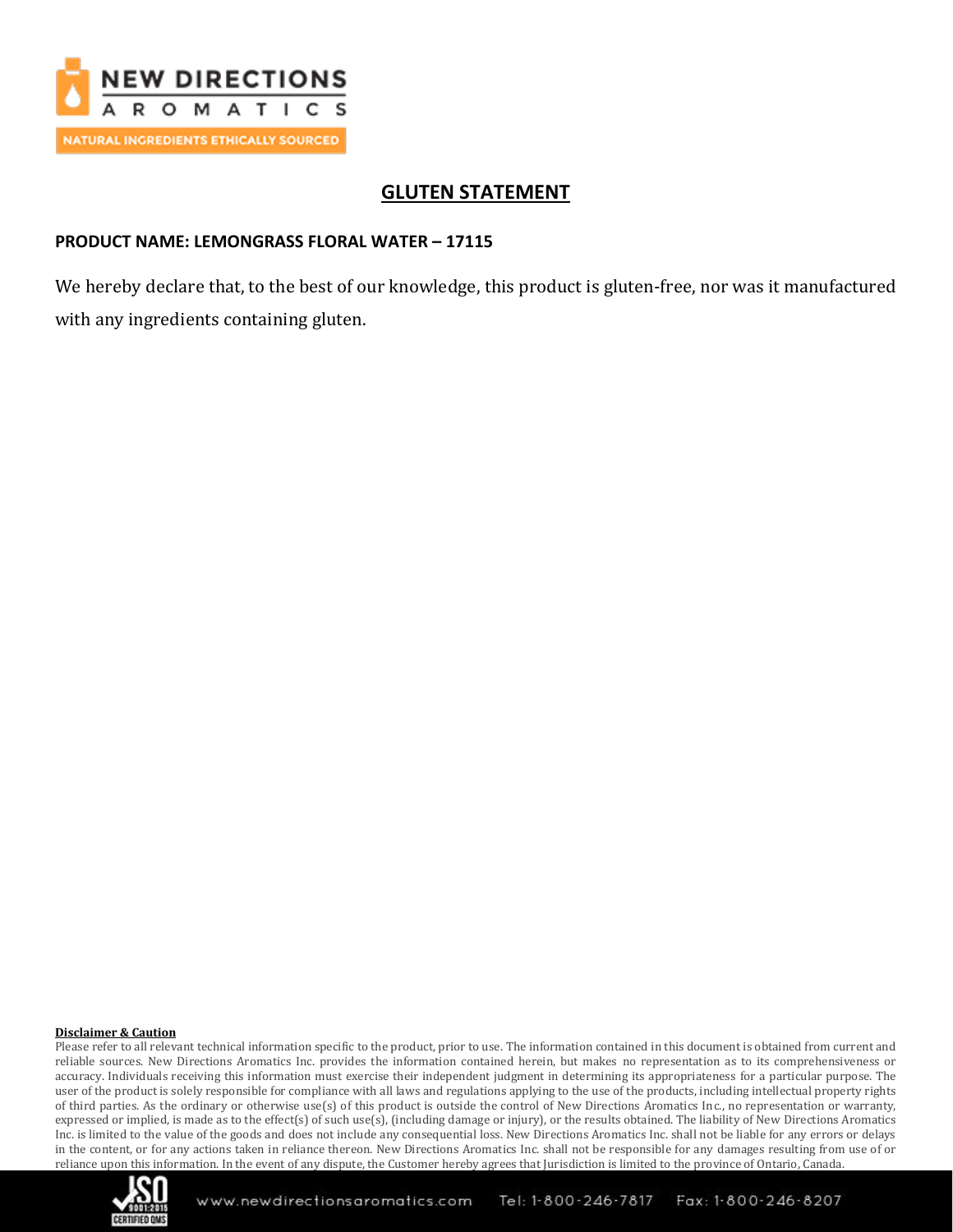## GLUTEN STATEMENT

**PRODUCT NAME: LEMONGRASS FLORAL WATER – 17115**

We hereby declare that, to the best of our knowledge, this product is gluten-free, nor was it manufactured with any ingredients containing gluten.

**Disclaimer & Caution**

Please refer to all relevant technical information specific to the product, prior to use. The information contained in this document is obtained from current and reliable sources. New Directions Aromatics Inc. provides the information contained herein, but makes no representation as to its comprehensiveness or accuracy. Individuals receiving this information must exercise their independent judgment in determining its appropriateness for a particular purpose. The user of the product is solely responsible for compliance with all laws and regulations applying to the use of the products, including intellectual property rights of third parties. As the ordinary or otherwise use(s) of this product is outside the control of New Directions Aromatics Inc., no representation or warranty, expressed or implied, is made as to the effect(s) of such use(s), (including damage or injury), or the results obtained. The liability of New Directions Aromatics Inc. is limited to the value of the goods and does not include any consequential loss. New Directions Aromatics Inc. shall not be liable for any errors or delays in the content, or for any actions taken in reliance thereon. New Directions Aromatics Inc. shall not be responsible for any damages resulting from use of or reliance upon this information. In the event of any dispute, the Customer hereby agrees that Jurisdiction is limited to the province of Ontario, Canada.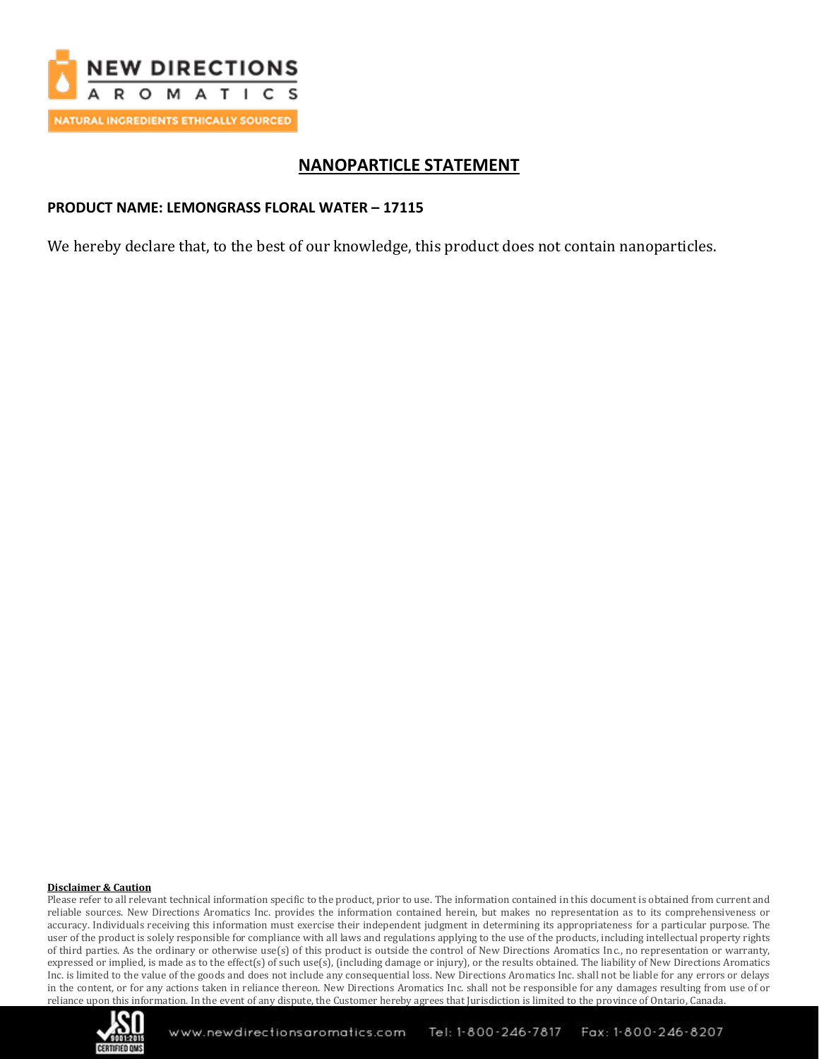# NANOPARTICLE STATEMENT

**PRODUCT NAME: LEMONGRASS FLORAL WATER – 17115**

We hereby declare that, to the best of our knowledge, this product does not contain nanoparticles.

**Disclaimer & Caution**

Please refer to all relevant technical information specific to the product, prior to use. The information contained in this document is obtained from current and reliable sources. New Directions Aromatics Inc. provides the information contained herein, but makes no representation as to its comprehensiveness or accuracy. Individuals receiving this information must exercise their independent judgment in determining its appropriateness for a particular purpose. The user of the product is solely responsible for compliance with all laws and regulations applying to the use of the products, including intellectual property rights of third parties. As the ordinary or otherwise use(s) of this product is outside the control of New Directions Aromatics Inc., no representation or warranty, expressed or implied, is made as to the effect(s) of such use(s), (including damage or injury), or the results obtained. The liability of New Directions Aromatics Inc. is limited to the value of the goods and does not include any consequential loss. New Directions Aromatics Inc. shall not be liable for any errors or delays in the content, or for any actions taken in reliance thereon. New Directions Aromatics Inc. shall not be responsible for any damages resulting from use of or reliance upon this information. In the event of any dispute, the Customer hereby agrees that Jurisdiction is limited to the province of Ontario, Canada.

www.newdirectionsaromatics.com Tel: 1-800-246-7817 Fax: 1-800-246-8207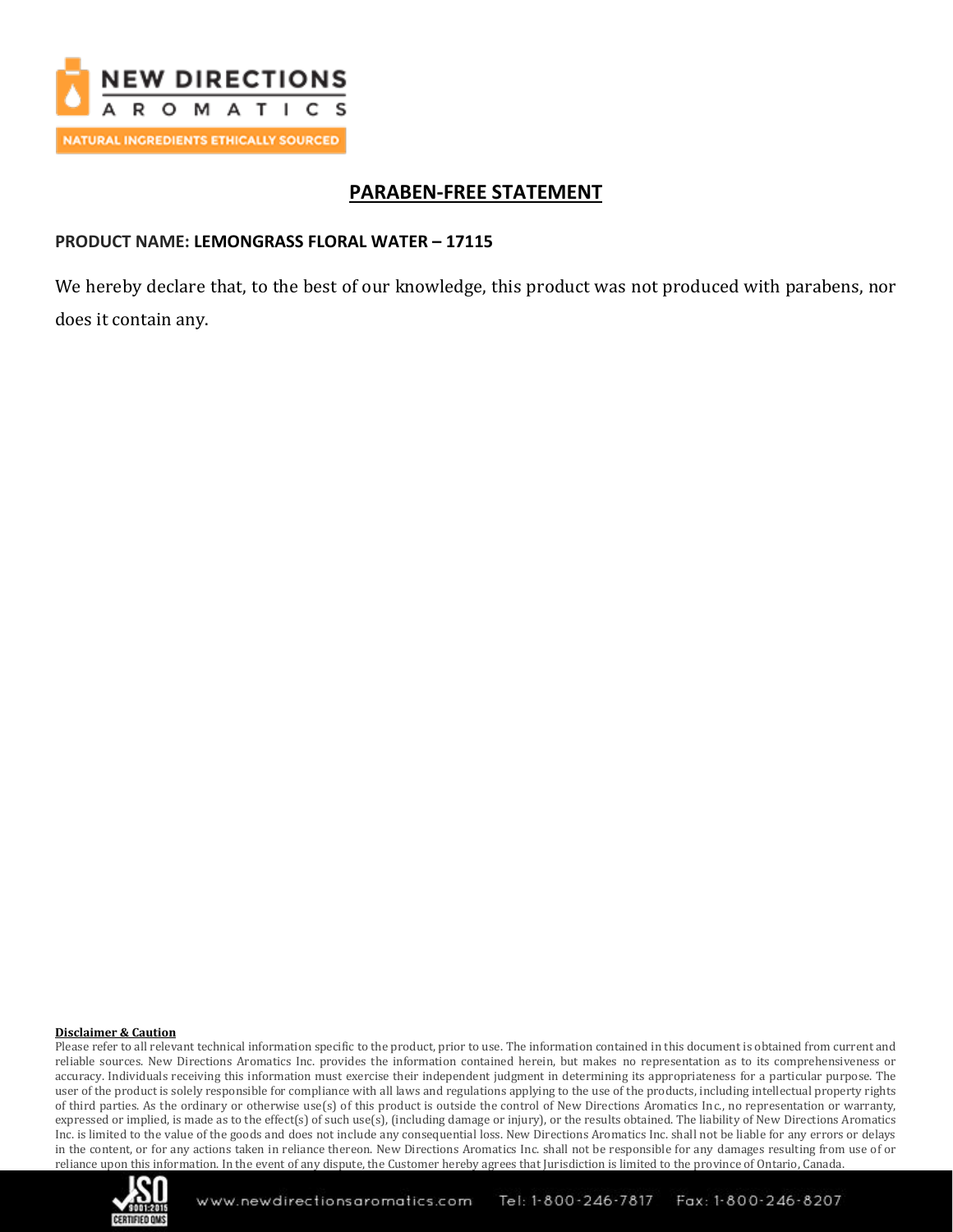## PARABEN-FREE STATEMENT

**PRODUCT NAME: LEMONGRASS FLORAL WATER – 17115**

We hereby declare that, to the best of our knowledge, this product was not produced with parabens, nor does it contain any.

**Disclaimer & Caution**

Please refer to all relevant technical information specific to the product, prior to use. The information contained in this document is obtained from current and reliable sources. New Directions Aromatics Inc. provides the information contained herein, but makes no representation as to its comprehensiveness or accuracy. Individuals receiving this information must exercise their independent judgment in determining its appropriateness for a particular purpose. The user of the product is solely responsible for compliance with all laws and regulations applying to the use of the products, including intellectual property rights of third parties. As the ordinary or otherwise use(s) of this product is outside the control of New Directions Aromatics Inc., no representation or warranty, expressed or implied, is made as to the effect(s) of such use(s), (including damage or injury), or the results obtained. The liability of New Directions Aromatics Inc. is limited to the value of the goods and does not include any consequential loss. New Directions Aromatics Inc. shall not be liable for any errors or delays in the content, or for any actions taken in reliance thereon. New Directions Aromatics Inc. shall not be responsible for any damages resulting from use of or reliance upon this information. In the event of any dispute, the Customer hereby agrees that Jurisdiction is limited to the province of Ontario, Canada.

www.newdirectionsaromatics.com Tel: 1-800-246-7817 Fax: 1-800-246-8207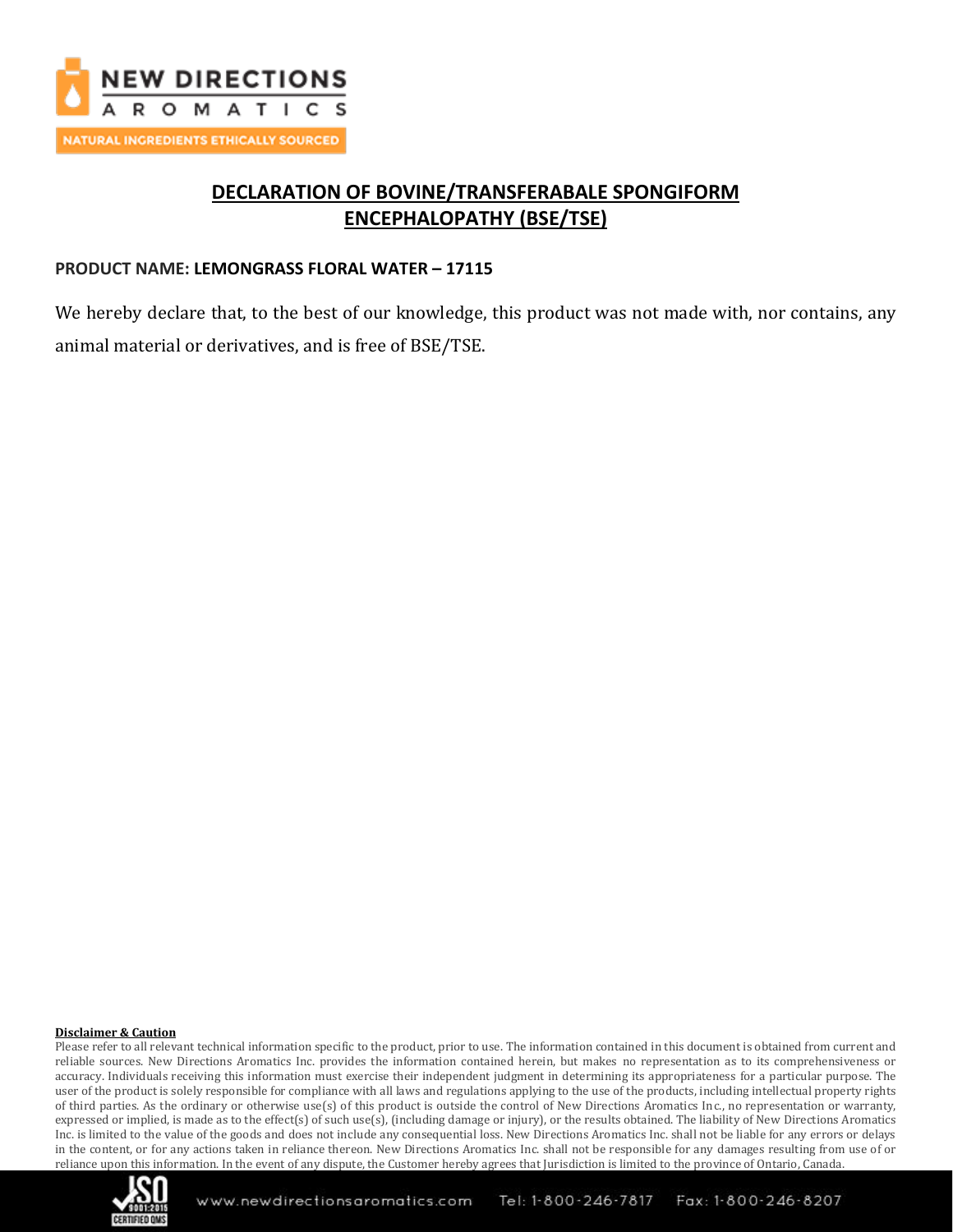# DECLARATION OF BOVINE/TRANSFERABALE SPONGIFORM ENCEPHALOPATHY (BSE/TSE)

**PRODUCT NAME: LEMONGRASS FLORAL WATER – 17115**

We hereby declare that, to the best of our knowledge, this product was not made with, nor contains, any animal material or derivatives, and is free of BSE/TSE.

**Disclaimer & Caution**

Please refer to all relevant technical information specific to the product, prior to use. The information contained in this document is obtained from current and reliable sources. New Directions Aromatics Inc. provides the information contained herein, but makes no representation as to its comprehensiveness or accuracy. Individuals receiving this information must exercise their independent judgment in determining its appropriateness for a particular purpose. The user of the product is solely responsible for compliance with all laws and regulations applying to the use of the products, including intellectual property rights of third parties. As the ordinary or otherwise use(s) of this product is outside the control of New Directions Aromatics Inc., no representation or warranty, expressed or implied, is made as to the effect(s) of such use(s), (including damage or injury), or the results obtained. The liability of New Directions Aromatics Inc. is limited to the value of the goods and does not include any consequential loss. New Directions Aromatics Inc. shall not be liable for any errors or delays in the content, or for any actions taken in reliance thereon. New Directions Aromatics Inc. shall not be responsible for any damages resulting from use of or reliance upon this information. In the event of any dispute, the Customer hereby agrees that Jurisdiction is limited to the province of Ontario, Canada.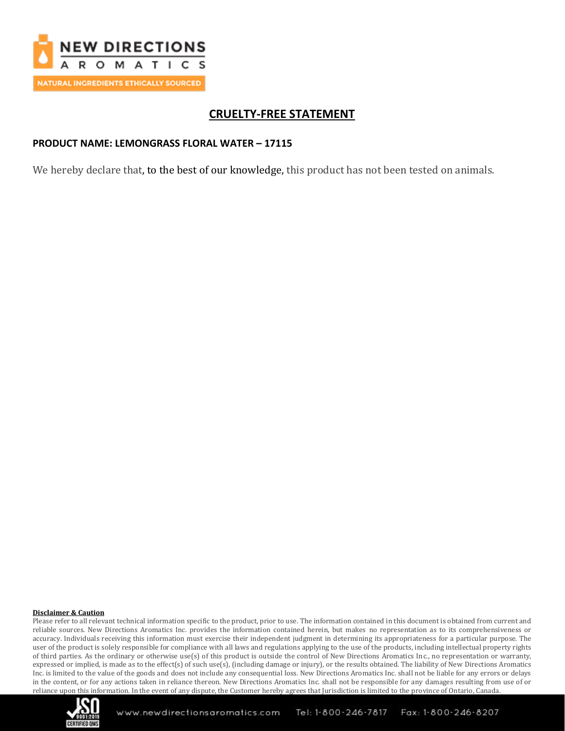# CRUELTY-FREE STATEMENT

**PRODUCT NAME: LEMONGRASS FLORAL WATER – 17115**

We hereby declare that, to the best of our knowledge, this product has not been tested on animals.

**Disclaimer & Caution**

Please refer to all relevant technical information specific to the product, prior to use. The information contained in this document is obtained from current and reliable sources. New Directions Aromatics Inc. provides the information contained herein, but makes no representation as to its comprehensiveness or accuracy. Individuals receiving this information must exercise their independent judgment in determining its appropriateness for a particular purpose. The user of the product is solely responsible for compliance with all laws and regulations applying to the use of the products, including intellectual property rights of third parties. As the ordinary or otherwise use(s) of this product is outside the control of New Directions Aromatics Inc., no representation or warranty, expressed or implied, is made as to the effect(s) of such use(s), (including damage or injury), or the results obtained. The liability of New Directions Aromatics Inc. is limited to the value of the goods and does not include any consequential loss. New Directions Aromatics Inc. shall not be liable for any errors or delays in the content, or for any actions taken in reliance thereon. New Directions Aromatics Inc. shall not be responsible for any damages resulting from use of or reliance upon this information. In the event of any dispute, the Customer hereby agrees that Jurisdiction is limited to the province of Ontario, Canada.

www.newdirectionsaromatics.com Tel: 1-800-246-7817 Fax: 1-800-246-8207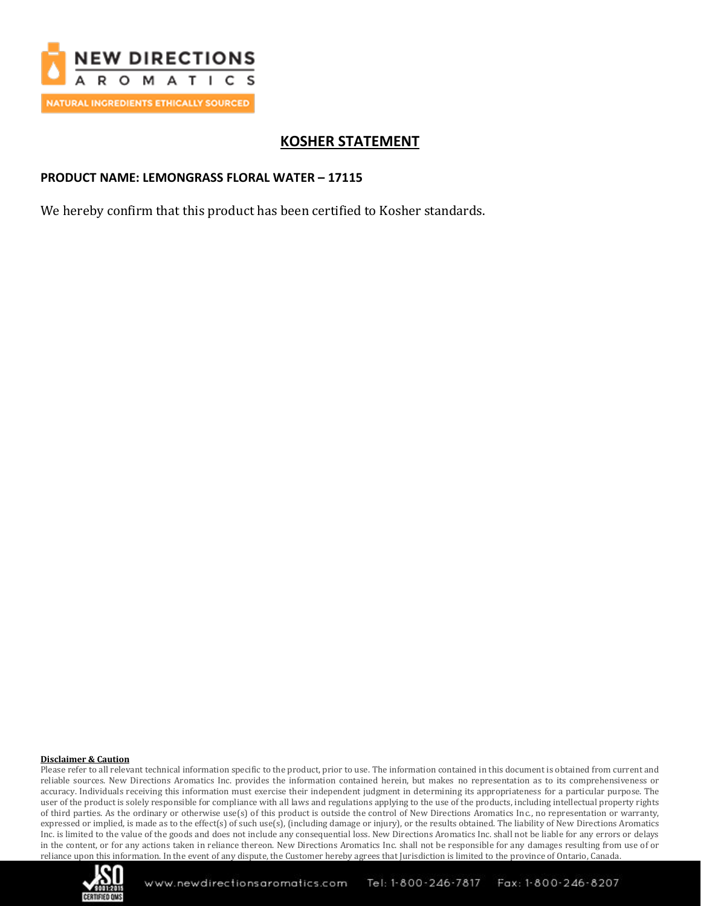# KOSHER STATEMENT

**PRODUCT NAME: LEMONGRASS FLORAL WATER – 17115**

We hereby confirm that this product has been certified to Kosher standards.

**Disclaimer & Caution**

Please refer to all relevant technical information specific to the product, prior to use. The information contained in this document is obtained from current and reliable sources. New Directions Aromatics Inc. provides the information contained herein, but makes no representation as to its comprehensiveness or accuracy. Individuals receiving this information must exercise their independent judgment in determining its appropriateness for a particular purpose. The user of the product is solely responsible for compliance with all laws and regulations applying to the use of the products, including intellectual property rights of third parties. As the ordinary or otherwise use(s) of this product is outside the control of New Directions Aromatics Inc., no representation or warranty, expressed or implied, is made as to the effect(s) of such use(s), (including damage or injury), or the results obtained. The liability of New Directions Aromatics Inc. is limited to the value of the goods and does not include any consequential loss. New Directions Aromatics Inc. shall not be liable for any errors or delays in the content, or for any actions taken in reliance thereon. New Directions Aromatics Inc. shall not be responsible for any damages resulting from use of or reliance upon this information. In the event of any dispute, the Customer hereby agrees that Jurisdiction is limited to the province of Ontario, Canada.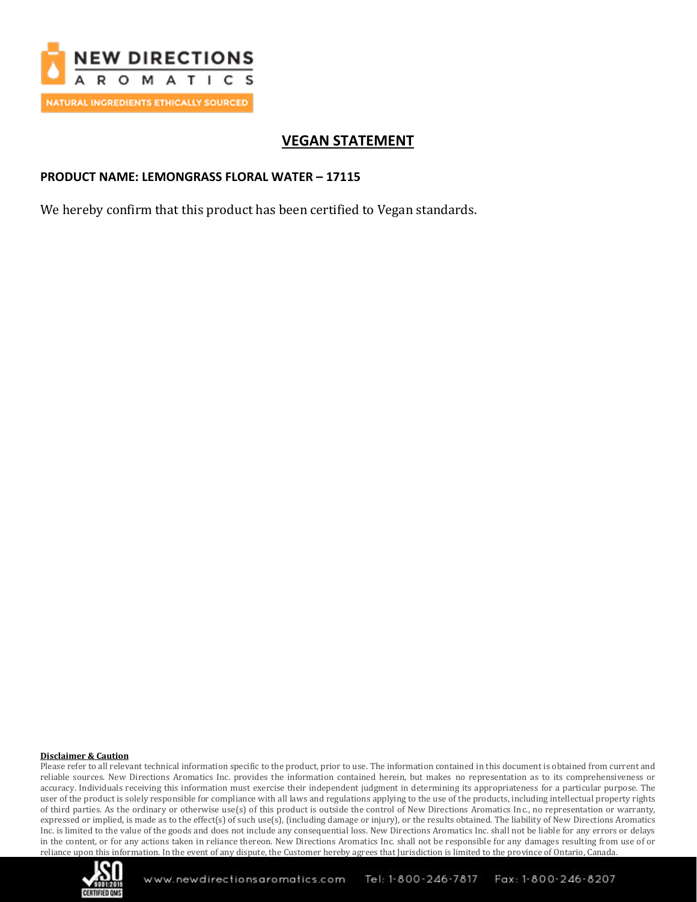# VEGAN STATEMENT

**PRODUCT NAME: LEMONGRASS FLORAL WATER – 17115**

We hereby confirm that this product has been certified to Vegan standards.

**Disclaimer & Caution**

Please refer to all relevant technical information specific to the product, prior to use. The information contained in this document is obtained from current and reliable sources. New Directions Aromatics Inc. provides the information contained herein, but makes no representation as to its comprehensiveness or accuracy. Individuals receiving this information must exercise their independent judgment in determining its appropriateness for a particular purpose. The user of the product is solely responsible for compliance with all laws and regulations applying to the use of the products, including intellectual property rights of third parties. As the ordinary or otherwise use(s) of this product is outside the control of New Directions Aromatics Inc., no representation or warranty, expressed or implied, is made as to the effect(s) of such use(s), (including damage or injury), or the results obtained. The liability of New Directions Aromatics Inc. is limited to the value of the goods and does not include any consequential loss. New Directions Aromatics Inc. shall not be liable for any errors or delays in the content, or for any actions taken in reliance thereon. New Directions Aromatics Inc. shall not be responsible for any damages resulting from use of or reliance upon this information. In the event of any dispute, the Customer hereby agrees that Jurisdiction is limited to the province of Ontario, Canada.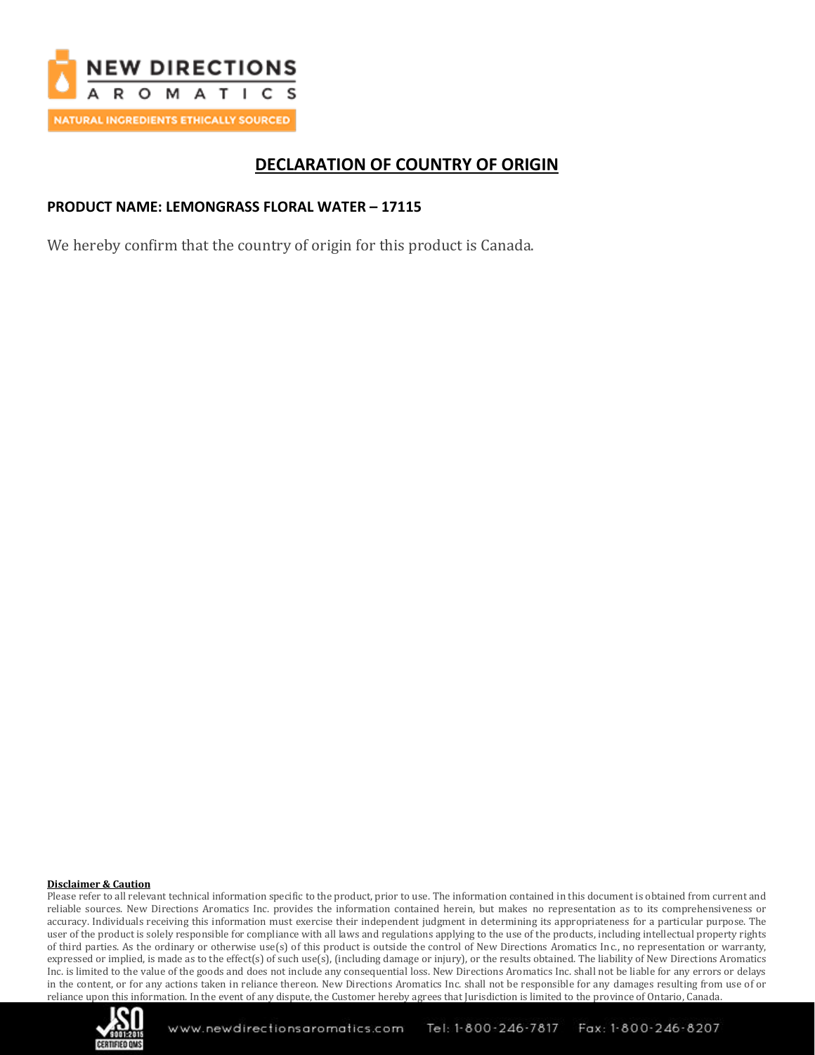NEW DIRECTIONS AROMATICS

NATURAL INGREDIENTS ETHICALLY SOURCED

# DECLARATION OF COUNTRY OF ORIGIN

**PRODUCT NAME: LEMONGRASS FLORAL WATER – 17115**

We hereby confirm that the country of origin for this product is Canada.

**Disclaimer & Caution**

Please refer to all relevant technical information specific to the product, prior to use. The information contained in this document is obtained from current and reliable sources. New Directions Aromatics Inc. provides the information contained herein, but makes no representation as to its comprehensiveness or accuracy. Individuals receiving this information must exercise their independent judgment in determining its appropriateness for a particular purpose. The user of the product is solely responsible for compliance with all laws and regulations applying to the use of the products, including intellectual property rights of third parties. As the ordinary or otherwise use(s) of this product is outside the control of New Directions Aromatics Inc., no representation or warranty, expressed or implied, is made as to the effect(s) of such use(s), (including damage or injury), or the results obtained. The liability of New Directions Aromatics Inc. is limited to the value of the goods and does not include any consequential loss. New Directions Aromatics Inc. shall not be liable for any errors or delays in the content, or for any actions taken in reliance thereon. New Directions Aromatics Inc. shall not be responsible for any damages resulting from use of or reliance upon this information. In the event of any dispute, the Customer hereby agrees that Jurisdiction is limited to the province of Ontario, Canada.

www.newdirectionsaromatics.com Tel: 1-800-246-7817 Fax: 1-800-246-8207